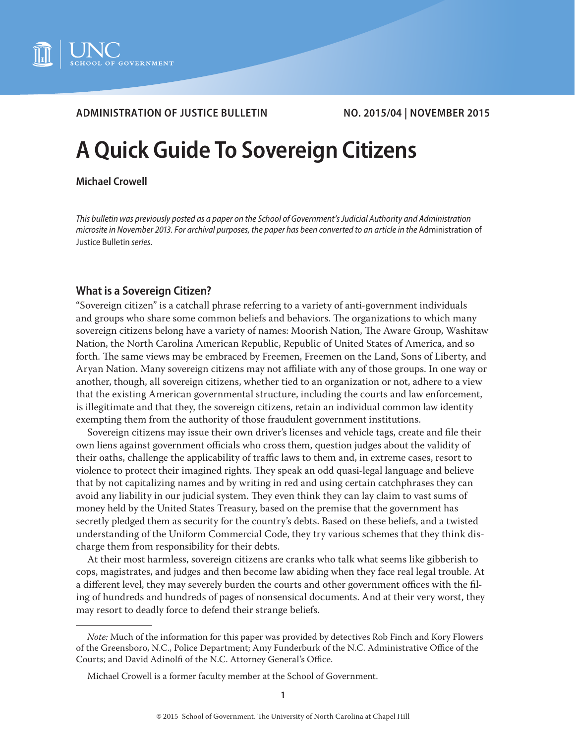ADMINISTRATION OF JUSTICE BULLETIN | NO. 2015/04 | NOVEMBER 2015

# A Quick Guide To Sovereign Citizens

**Michael Crowell**

*This bulletin was previously posted as a paper on the School of Government's Judicial Authority and Administration microsite in November 2013. For archival purposes, the paper has been converted to an article in the* Administration of Justice Bulletin *series.*

## What is a Sovereign Citizen?

"Sovereign citizen" is a catchall phrase referring to a variety of anti-government individuals and groups who share some common beliefs and behaviors. The organizations to which many sovereign citizens belong have a variety of names: Moorish Nation, The Aware Group, Washitaw Nation, the North Carolina American Republic, Republic of United States of America, and so forth. The same views may be embraced by Freemen, Freemen on the Land, Sons of Liberty, and Aryan Nation. Many sovereign citizens may not affiliate with any of those groups. In one way or another, though, all sovereign citizens, whether tied to an organization or not, adhere to a view that the existing American governmental structure, including the courts and law enforcement, is illegitimate and that they, the sovereign citizens, retain an individual common law identity exempting them from the authority of those fraudulent government institutions.

Sovereign citizens may issue their own driver's licenses and vehicle tags, create and file their own liens against government officials who cross them, question judges about the validity of their oaths, challenge the applicability of traffic laws to them and, in extreme cases, resort to violence to protect their imagined rights. They speak an odd quasi-legal language and believe that by not capitalizing names and by writing in red and using certain catchphrases they can avoid any liability in our judicial system. They even think they can lay claim to vast sums of money held by the United States Treasury, based on the premise that the government has secretly pledged them as security for the country's debts. Based on these beliefs, and a twisted understanding of the Uniform Commercial Code, they try various schemes that they think discharge them from responsibility for their debts.

At their most harmless, sovereign citizens are cranks who talk what seems like gibberish to cops, magistrates, and judges and then become law abiding when they face real legal trouble. At a different level, they may severely burden the courts and other government offices with the filing of hundreds and hundreds of pages of nonsensical documents. And at their very worst, they may resort to deadly force to defend their strange beliefs.

---

*Note:* Much of the information for this paper was provided by detectives Rob Finch and Kory Flowers of the Greensboro, N.C., Police Department; Amy Funderburk of the N.C. Administrative Office of the Courts; and David Adinolfi of the N.C. Attorney General's Office.

Michael Crowell is a former faculty member at the School of Government.

© 2015 School of Government. The University of North Carolina at Chapel Hill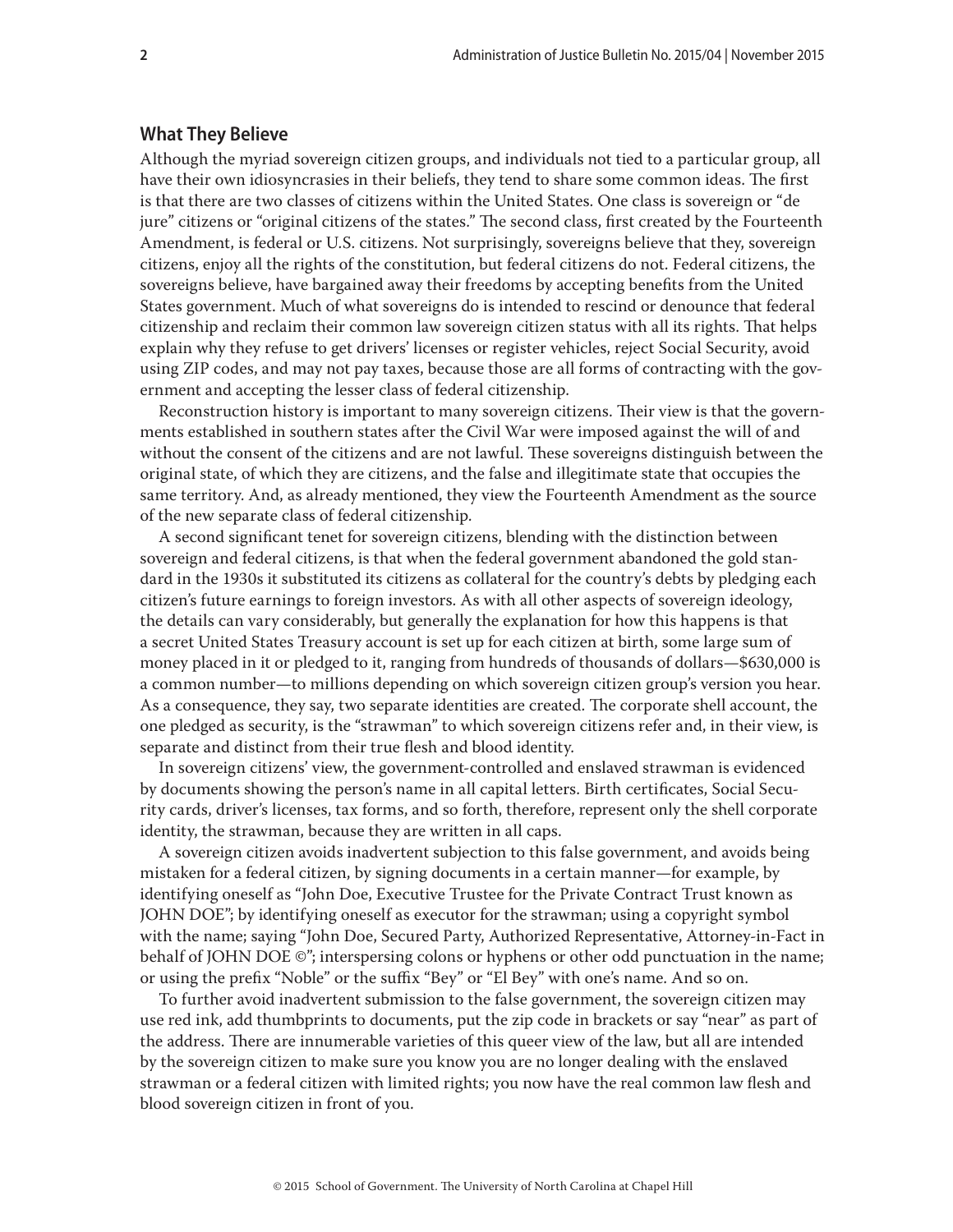### What They Believe

Although the myriad sovereign citizen groups, and individuals not tied to a particular group, all have their own idiosyncrasies in their beliefs, they tend to share some common ideas. The first is that there are two classes of citizens within the United States. One class is sovereign or "de jure" citizens or "original citizens of the states." The second class, first created by the Fourteenth Amendment, is federal or U.S. citizens. Not surprisingly, sovereigns believe that they, sovereign citizens, enjoy all the rights of the constitution, but federal citizens do not. Federal citizens, the sovereigns believe, have bargained away their freedoms by accepting benefits from the United States government. Much of what sovereigns do is intended to rescind or denounce that federal citizenship and reclaim their common law sovereign citizen status with all its rights. That helps explain why they refuse to get drivers' licenses or register vehicles, reject Social Security, avoid using ZIP codes, and may not pay taxes, because those are all forms of contracting with the government and accepting the lesser class of federal citizenship.

Reconstruction history is important to many sovereign citizens. Their view is that the governments established in southern states after the Civil War were imposed against the will of and without the consent of the citizens and are not lawful. These sovereigns distinguish between the original state, of which they are citizens, and the false and illegitimate state that occupies the same territory. And, as already mentioned, they view the Fourteenth Amendment as the source of the new separate class of federal citizenship.

A second significant tenet for sovereign citizens, blending with the distinction between sovereign and federal citizens, is that when the federal government abandoned the gold standard in the 1930s it substituted its citizens as collateral for the country's debts by pledging each citizen's future earnings to foreign investors. As with all other aspects of sovereign ideology, the details can vary considerably, but generally the explanation for how this happens is that a secret United States Treasury account is set up for each citizen at birth, some large sum of money placed in it or pledged to it, ranging from hundreds of thousands of dollars—$630,000 is a common number—to millions depending on which sovereign citizen group's version you hear. As a consequence, they say, two separate identities are created. The corporate shell account, the one pledged as security, is the "strawman" to which sovereign citizens refer and, in their view, is separate and distinct from their true flesh and blood identity.

In sovereign citizens' view, the government-controlled and enslaved strawman is evidenced by documents showing the person's name in all capital letters. Birth certificates, Social Security cards, driver's licenses, tax forms, and so forth, therefore, represent only the shell corporate identity, the strawman, because they are written in all caps.

A sovereign citizen avoids inadvertent subjection to this false government, and avoids being mistaken for a federal citizen, by signing documents in a certain manner—for example, by identifying oneself as "John Doe, Executive Trustee for the Private Contract Trust known as JOHN DOE"; by identifying oneself as executor for the strawman; using a copyright symbol with the name; saying "John Doe, Secured Party, Authorized Representative, Attorney-in-Fact in behalf of JOHN DOE ©"; interspersing colons or hyphens or other odd punctuation in the name; or using the prefix "Noble" or the suffix "Bey" or "El Bey" with one's name. And so on.

To further avoid inadvertent submission to the false government, the sovereign citizen may use red ink, add thumbprints to documents, put the zip code in brackets or say "near" as part of the address. There are innumerable varieties of this queer view of the law, but all are intended by the sovereign citizen to make sure you know you are no longer dealing with the enslaved strawman or a federal citizen with limited rights; you now have the real common law flesh and blood sovereign citizen in front of you.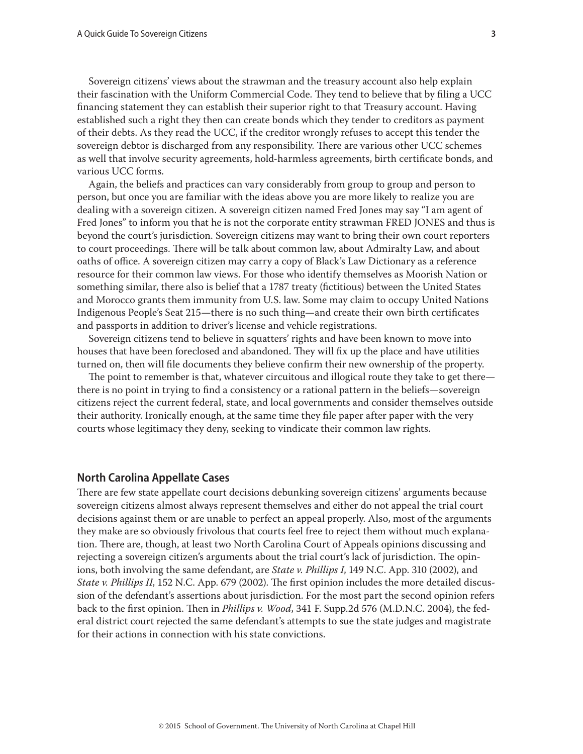Sovereign citizens' views about the strawman and the treasury account also help explain their fascination with the Uniform Commercial Code. They tend to believe that by filing a UCC financing statement they can establish their superior right to that Treasury account. Having established such a right they then can create bonds which they tender to creditors as payment of their debts. As they read the UCC, if the creditor wrongly refuses to accept this tender the sovereign debtor is discharged from any responsibility. There are various other UCC schemes as well that involve security agreements, hold-harmless agreements, birth certificate bonds, and various UCC forms.

Again, the beliefs and practices can vary considerably from group to group and person to person, but once you are familiar with the ideas above you are more likely to realize you are dealing with a sovereign citizen. A sovereign citizen named Fred Jones may say "I am agent of Fred Jones" to inform you that he is not the corporate entity strawman FRED JONES and thus is beyond the court's jurisdiction. Sovereign citizens may want to bring their own court reporters to court proceedings. There will be talk about common law, about Admiralty Law, and about oaths of office. A sovereign citizen may carry a copy of Black's Law Dictionary as a reference resource for their common law views. For those who identify themselves as Moorish Nation or something similar, there also is belief that a 1787 treaty (fictitious) between the United States and Morocco grants them immunity from U.S. law. Some may claim to occupy United Nations Indigenous People's Seat 215—there is no such thing—and create their own birth certificates and passports in addition to driver's license and vehicle registrations.

Sovereign citizens tend to believe in squatters' rights and have been known to move into houses that have been foreclosed and abandoned. They will fix up the place and have utilities turned on, then will file documents they believe confirm their new ownership of the property.

The point to remember is that, whatever circuitous and illogical route they take to get there—there is no point in trying to find a consistency or a rational pattern in the beliefs—sovereign citizens reject the current federal, state, and local governments and consider themselves outside their authority. Ironically enough, at the same time they file paper after paper with the very courts whose legitimacy they deny, seeking to vindicate their common law rights.

## North Carolina Appellate Cases

There are few state appellate court decisions debunking sovereign citizens' arguments because sovereign citizens almost always represent themselves and either do not appeal the trial court decisions against them or are unable to perfect an appeal properly. Also, most of the arguments they make are so obviously frivolous that courts feel free to reject them without much explanation. There are, though, at least two North Carolina Court of Appeals opinions discussing and rejecting a sovereign citizen's arguments about the trial court's lack of jurisdiction. The opinions, both involving the same defendant, are *State v. Phillips I*, 149 N.C. App. 310 (2002), and *State v. Phillips II*, 152 N.C. App. 679 (2002). The first opinion includes the more detailed discussion of the defendant's assertions about jurisdiction. For the most part the second opinion refers back to the first opinion. Then in *Phillips v. Wood*, 341 F. Supp.2d 576 (M.D.N.C. 2004), the federal district court rejected the same defendant's attempts to sue the state judges and magistrate for their actions in connection with his state convictions.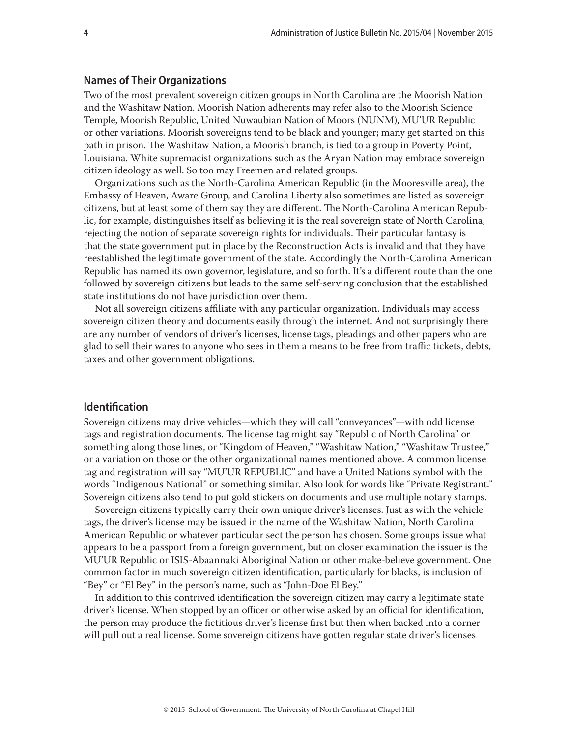## Names of Their Organizations

Two of the most prevalent sovereign citizen groups in North Carolina are the Moorish Nation and the Washitaw Nation. Moorish Nation adherents may refer also to the Moorish Science Temple, Moorish Republic, United Nuwaubian Nation of Moors (NUNM), MU'UR Republic or other variations. Moorish sovereigns tend to be black and younger; many get started on this path in prison. The Washitaw Nation, a Moorish branch, is tied to a group in Poverty Point, Louisiana. White supremacist organizations such as the Aryan Nation may embrace sovereign citizen ideology as well. So too may Freemen and related groups.

Organizations such as the North-Carolina American Republic (in the Mooresville area), the Embassy of Heaven, Aware Group, and Carolina Liberty also sometimes are listed as sovereign citizens, but at least some of them say they are different. The North-Carolina American Republic, for example, distinguishes itself as believing it is the real sovereign state of North Carolina, rejecting the notion of separate sovereign rights for individuals. Their particular fantasy is that the state government put in place by the Reconstruction Acts is invalid and that they have reestablished the legitimate government of the state. Accordingly the North-Carolina American Republic has named its own governor, legislature, and so forth. It's a different route than the one followed by sovereign citizens but leads to the same self-serving conclusion that the established state institutions do not have jurisdiction over them.

Not all sovereign citizens affiliate with any particular organization. Individuals may access sovereign citizen theory and documents easily through the internet. And not surprisingly there are any number of vendors of driver's licenses, license tags, pleadings and other papers who are glad to sell their wares to anyone who sees in them a means to be free from traffic tickets, debts, taxes and other government obligations.

## Identification

Sovereign citizens may drive vehicles—which they will call "conveyances"—with odd license tags and registration documents. The license tag might say "Republic of North Carolina" or something along those lines, or "Kingdom of Heaven," "Washitaw Nation," "Washitaw Trustee," or a variation on those or the other organizational names mentioned above. A common license tag and registration will say "MU'UR REPUBLIC" and have a United Nations symbol with the words "Indigenous National" or something similar. Also look for words like "Private Registrant." Sovereign citizens also tend to put gold stickers on documents and use multiple notary stamps.

Sovereign citizens typically carry their own unique driver's licenses. Just as with the vehicle tags, the driver's license may be issued in the name of the Washitaw Nation, North Carolina American Republic or whatever particular sect the person has chosen. Some groups issue what appears to be a passport from a foreign government, but on closer examination the issuer is the MU'UR Republic or ISIS-Abaannaki Aboriginal Nation or other make-believe government. One common factor in much sovereign citizen identification, particularly for blacks, is inclusion of "Bey" or "El Bey" in the person's name, such as "John-Doe El Bey."

In addition to this contrived identification the sovereign citizen may carry a legitimate state driver's license. When stopped by an officer or otherwise asked by an official for identification, the person may produce the fictitious driver's license first but then when backed into a corner will pull out a real license. Some sovereign citizens have gotten regular state driver's licenses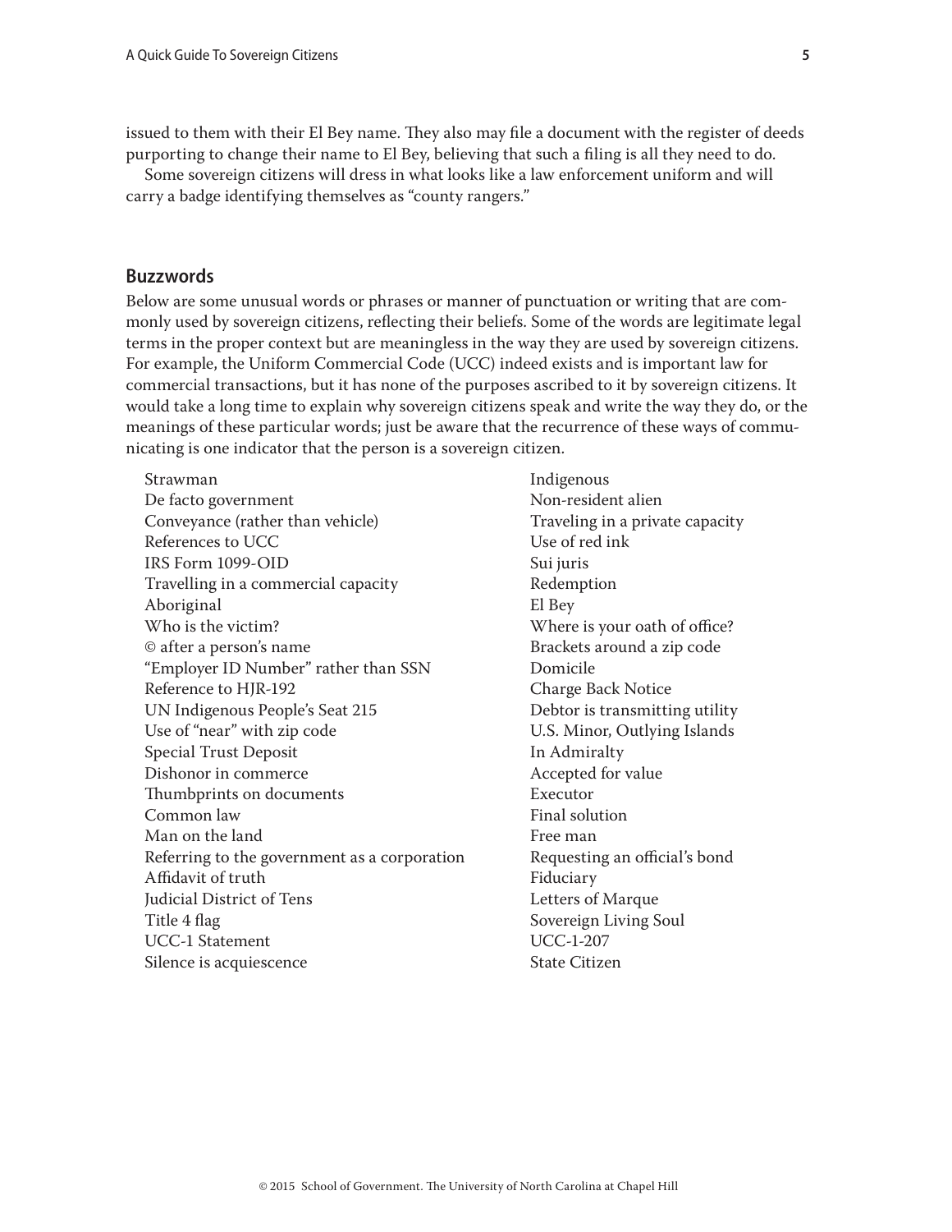issued to them with their El Bey name. They also may file a document with the register of deeds purporting to change their name to El Bey, believing that such a filing is all they need to do.

Some sovereign citizens will dress in what looks like a law enforcement uniform and will carry a badge identifying themselves as "county rangers."

## Buzzwords

Below are some unusual words or phrases or manner of punctuation or writing that are commonly used by sovereign citizens, reflecting their beliefs. Some of the words are legitimate legal terms in the proper context but are meaningless in the way they are used by sovereign citizens. For example, the Uniform Commercial Code (UCC) indeed exists and is important law for commercial transactions, but it has none of the purposes ascribed to it by sovereign citizens. It would take a long time to explain why sovereign citizens speak and write the way they do, or the meanings of these particular words; just be aware that the recurrence of these ways of communicating is one indicator that the person is a sovereign citizen.

- Strawman
- De facto government
- Conveyance (rather than vehicle)
- References to UCC
- IRS Form 1099-OID
- Travelling in a commercial capacity
- Aboriginal
- Who is the victim?
- © after a person's name
- "Employer ID Number" rather than SSN
- Reference to HJR-192
- UN Indigenous People's Seat 215
- Use of "near" with zip code
- Special Trust Deposit
- Dishonor in commerce
- Thumbprints on documents
- Common law
- Man on the land
- Referring to the government as a corporation
- Affidavit of truth
- Judicial District of Tens
- Title 4 flag
- UCC-1 Statement
- Silence is acquiescence
- Indigenous
- Non-resident alien
- Traveling in a private capacity
- Use of red ink
- Sui juris
- Redemption
- El Bey
- Where is your oath of office?
- Brackets around a zip code
- Domicile
- Charge Back Notice
- Debtor is transmitting utility
- U.S. Minor, Outlying Islands
- In Admiralty
- Accepted for value
- Executor
- Final solution
- Free man
- Requesting an official's bond
- Fiduciary
- Letters of Marque
- Sovereign Living Soul
- UCC-1-207
- State Citizen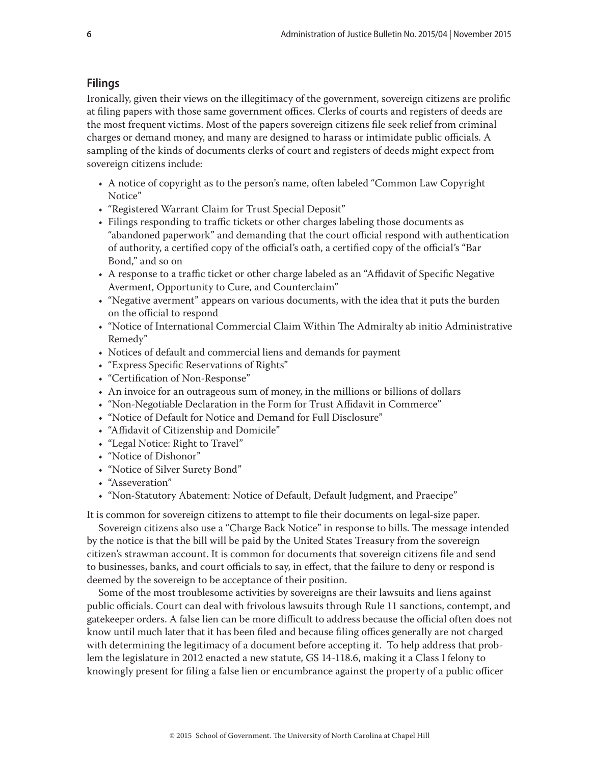## Filings

Ironically, given their views on the illegitimacy of the government, sovereign citizens are prolific at filing papers with those same government offices. Clerks of courts and registers of deeds are the most frequent victims. Most of the papers sovereign citizens file seek relief from criminal charges or demand money, and many are designed to harass or intimidate public officials. A sampling of the kinds of documents clerks of court and registers of deeds might expect from sovereign citizens include:

- A notice of copyright as to the person's name, often labeled "Common Law Copyright Notice"
- "Registered Warrant Claim for Trust Special Deposit"
- Filings responding to traffic tickets or other charges labeling those documents as "abandoned paperwork" and demanding that the court official respond with authentication of authority, a certified copy of the official's oath, a certified copy of the official's "Bar Bond," and so on
- A response to a traffic ticket or other charge labeled as an "Affidavit of Specific Negative Averment, Opportunity to Cure, and Counterclaim"
- "Negative averment" appears on various documents, with the idea that it puts the burden on the official to respond
- "Notice of International Commercial Claim Within The Admiralty ab initio Administrative Remedy"
- Notices of default and commercial liens and demands for payment
- "Express Specific Reservations of Rights"
- "Certification of Non-Response"
- An invoice for an outrageous sum of money, in the millions or billions of dollars
- "Non-Negotiable Declaration in the Form for Trust Affidavit in Commerce"
- "Notice of Default for Notice and Demand for Full Disclosure"
- "Affidavit of Citizenship and Domicile"
- "Legal Notice: Right to Travel"
- "Notice of Dishonor"
- "Notice of Silver Surety Bond"
- "Asseveration"
- "Non-Statutory Abatement: Notice of Default, Default Judgment, and Praecipe"

It is common for sovereign citizens to attempt to file their documents on legal-size paper.

Sovereign citizens also use a "Charge Back Notice" in response to bills. The message intended by the notice is that the bill will be paid by the United States Treasury from the sovereign citizen's strawman account. It is common for documents that sovereign citizens file and send to businesses, banks, and court officials to say, in effect, that the failure to deny or respond is deemed by the sovereign to be acceptance of their position.

Some of the most troublesome activities by sovereigns are their lawsuits and liens against public officials. Court can deal with frivolous lawsuits through Rule 11 sanctions, contempt, and gatekeeper orders. A false lien can be more difficult to address because the official often does not know until much later that it has been filed and because filing offices generally are not charged with determining the legitimacy of a document before accepting it. To help address that problem the legislature in 2012 enacted a new statute, GS 14-118.6, making it a Class I felony to knowingly present for filing a false lien or encumbrance against the property of a public officer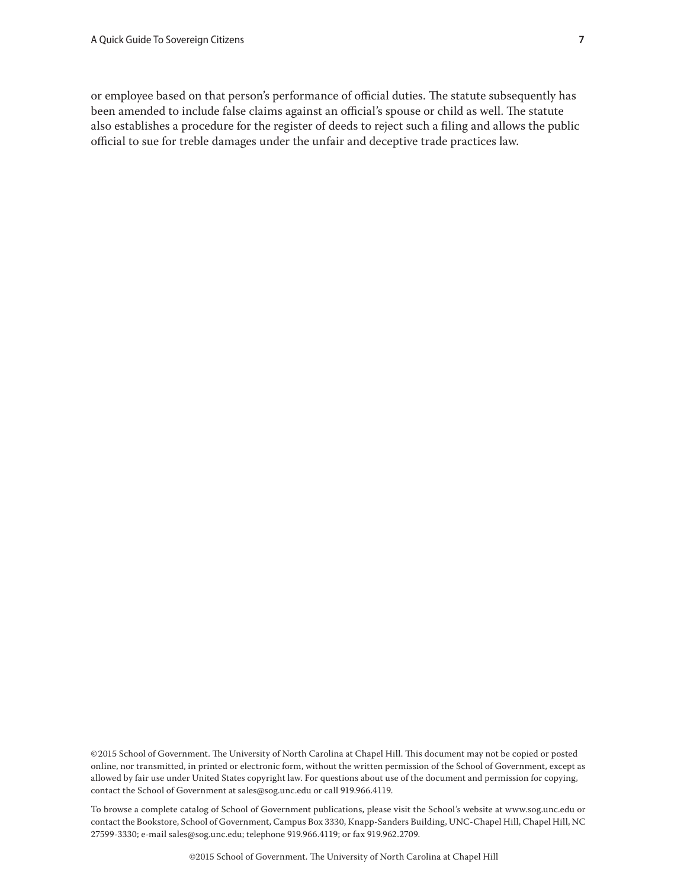or employee based on that person's performance of official duties. The statute subsequently has been amended to include false claims against an official's spouse or child as well. The statute also establishes a procedure for the register of deeds to reject such a filing and allows the public official to sue for treble damages under the unfair and deceptive trade practices law.

©2015 School of Government. The University of North Carolina at Chapel Hill. This document may not be copied or posted online, nor transmitted, in printed or electronic form, without the written permission of the School of Government, except as allowed by fair use under United States copyright law. For questions about use of the document and permission for copying, contact the School of Government at sales@sog.unc.edu or call 919.966.4119.

To browse a complete catalog of School of Government publications, please visit the School's website at www.sog.unc.edu or contact the Bookstore, School of Government, Campus Box 3330, Knapp-Sanders Building, UNC-Chapel Hill, Chapel Hill, NC 27599-3330; e-mail sales@sog.unc.edu; telephone 919.966.4119; or fax 919.962.2709.